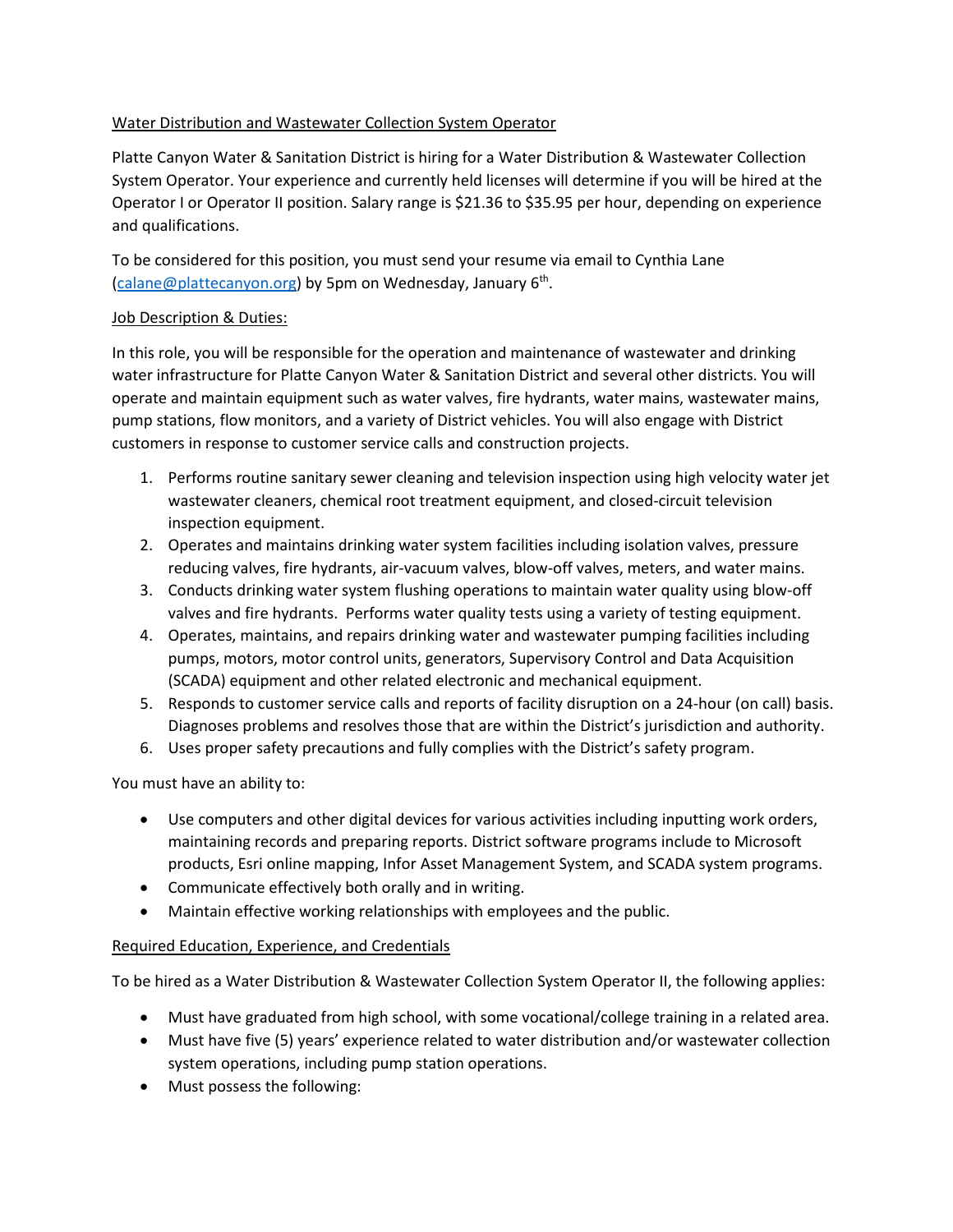## Water Distribution and Wastewater Collection System Operator

Platte Canyon Water & Sanitation District is hiring for a Water Distribution & Wastewater Collection System Operator. Your experience and currently held licenses will determine if you will be hired at the Operator I or Operator II position. Salary range is $21.36 to $35.95 per hour, depending on experience and qualifications.

To be considered for this position, you must send your resume via email to Cynthia Lane ([calane@plattecanyon.org](mailto:calane@plattecanyon.org)) by 5pm on Wednesday, January 6th.

### Job Description & Duties:

In this role, you will be responsible for the operation and maintenance of wastewater and drinking water infrastructure for Platte Canyon Water & Sanitation District and several other districts. You will operate and maintain equipment such as water valves, fire hydrants, water mains, wastewater mains, pump stations, flow monitors, and a variety of District vehicles. You will also engage with District customers in response to customer service calls and construction projects.

1. Performs routine sanitary sewer cleaning and television inspection using high velocity water jet wastewater cleaners, chemical root treatment equipment, and closed-circuit television inspection equipment.
2. Operates and maintains drinking water system facilities including isolation valves, pressure reducing valves, fire hydrants, air-vacuum valves, blow-off valves, meters, and water mains.
3. Conducts drinking water system flushing operations to maintain water quality using blow-off valves and fire hydrants. Performs water quality tests using a variety of testing equipment.
4. Operates, maintains, and repairs drinking water and wastewater pumping facilities including pumps, motors, motor control units, generators, Supervisory Control and Data Acquisition (SCADA) equipment and other related electronic and mechanical equipment.
5. Responds to customer service calls and reports of facility disruption on a 24-hour (on call) basis. Diagnoses problems and resolves those that are within the District's jurisdiction and authority.
6. Uses proper safety precautions and fully complies with the District's safety program.

You must have an ability to:

- Use computers and other digital devices for various activities including inputting work orders, maintaining records and preparing reports. District software programs include to Microsoft products, Esri online mapping, Infor Asset Management System, and SCADA system programs.
- Communicate effectively both orally and in writing.
- Maintain effective working relationships with employees and the public.

### Required Education, Experience, and Credentials

To be hired as a Water Distribution & Wastewater Collection System Operator II, the following applies:

- Must have graduated from high school, with some vocational/college training in a related area.
- Must have five (5) years' experience related to water distribution and/or wastewater collection system operations, including pump station operations.
- Must possess the following: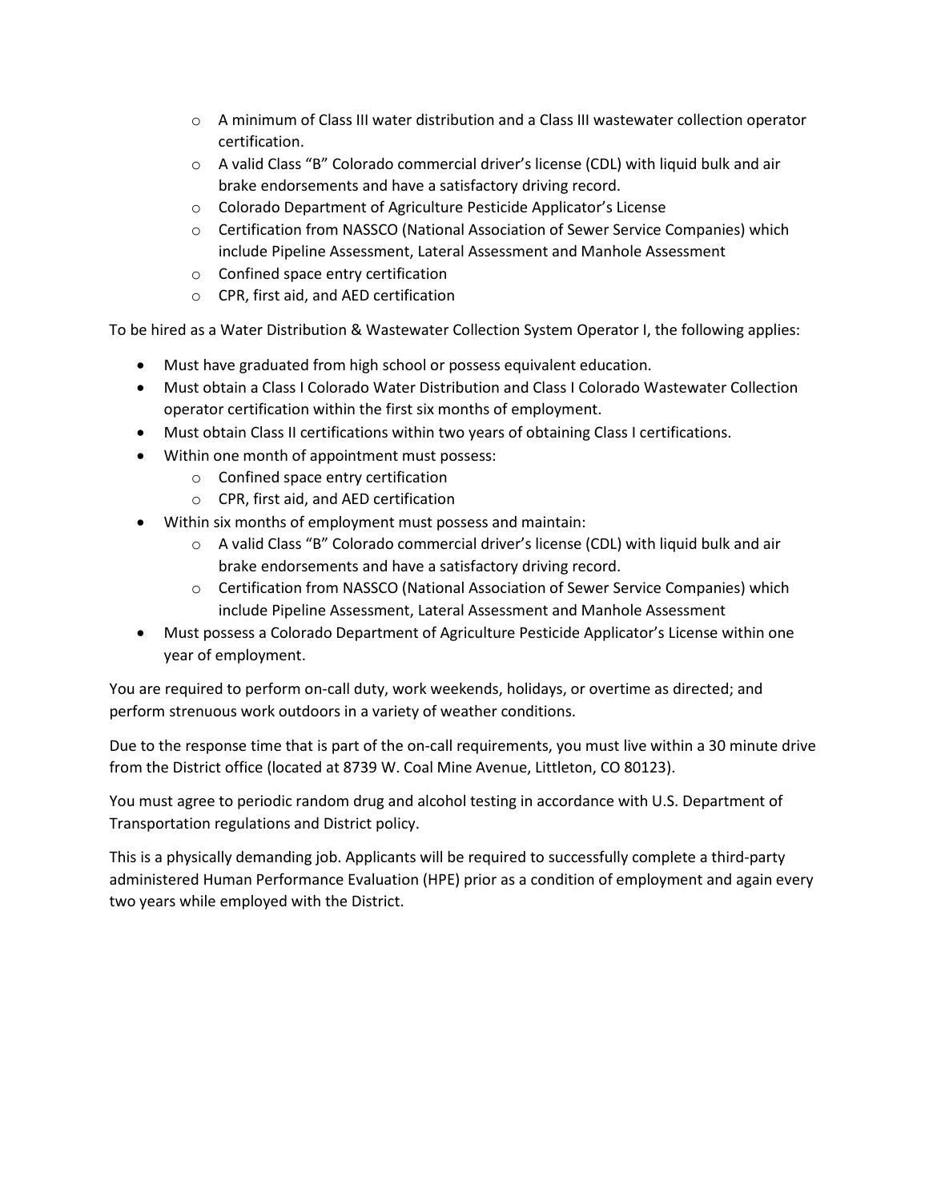- A minimum of Class III water distribution and a Class III wastewater collection operator certification.
- A valid Class "B" Colorado commercial driver's license (CDL) with liquid bulk and air brake endorsements and have a satisfactory driving record.
- Colorado Department of Agriculture Pesticide Applicator's License
- Certification from NASSCO (National Association of Sewer Service Companies) which include Pipeline Assessment, Lateral Assessment and Manhole Assessment
- Confined space entry certification
- CPR, first aid, and AED certification

To be hired as a Water Distribution & Wastewater Collection System Operator I, the following applies:

- Must have graduated from high school or possess equivalent education.
- Must obtain a Class I Colorado Water Distribution and Class I Colorado Wastewater Collection operator certification within the first six months of employment.
- Must obtain Class II certifications within two years of obtaining Class I certifications.
- Within one month of appointment must possess:
  - Confined space entry certification
  - CPR, first aid, and AED certification
- Within six months of employment must possess and maintain:
  - A valid Class "B" Colorado commercial driver's license (CDL) with liquid bulk and air brake endorsements and have a satisfactory driving record.
  - Certification from NASSCO (National Association of Sewer Service Companies) which include Pipeline Assessment, Lateral Assessment and Manhole Assessment
- Must possess a Colorado Department of Agriculture Pesticide Applicator's License within one year of employment.

You are required to perform on-call duty, work weekends, holidays, or overtime as directed; and perform strenuous work outdoors in a variety of weather conditions.

Due to the response time that is part of the on-call requirements, you must live within a 30 minute drive from the District office (located at 8739 W. Coal Mine Avenue, Littleton, CO 80123).

You must agree to periodic random drug and alcohol testing in accordance with U.S. Department of Transportation regulations and District policy.

This is a physically demanding job. Applicants will be required to successfully complete a third-party administered Human Performance Evaluation (HPE) prior as a condition of employment and again every two years while employed with the District.